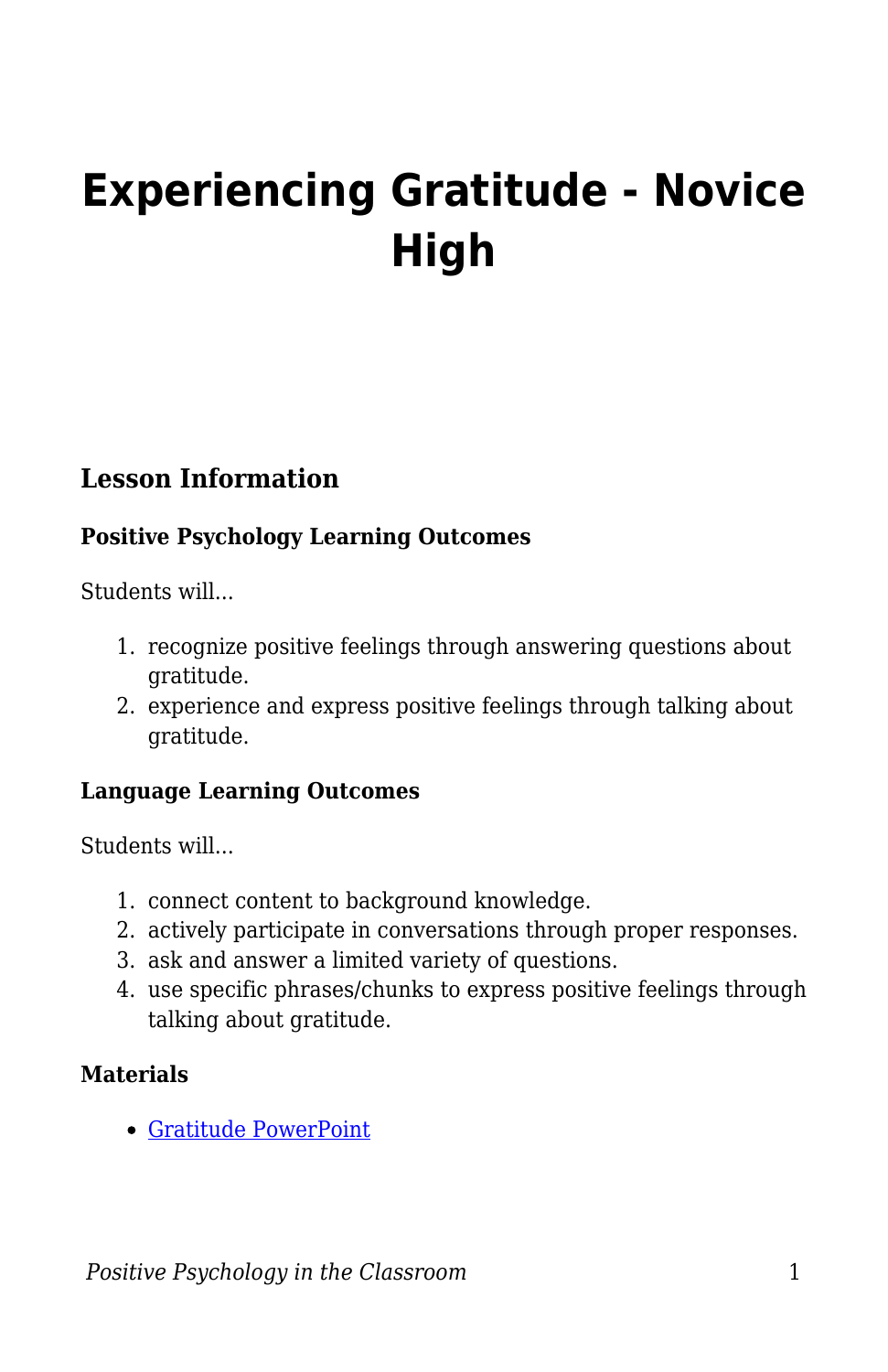# Experiencing Gratitude - Novice High

## Lesson Information

### Positive Psychology Learning Outcomes

Students will...

1. recognize positive feelings through answering questions about gratitude.
2. experience and express positive feelings through talking about gratitude.

### Language Learning Outcomes

Students will...

1. connect content to background knowledge.
2. actively participate in conversations through proper responses.
3. ask and answer a limited variety of questions.
4. use specific phrases/chunks to express positive feelings through talking about gratitude.

### Materials

- Gratitude PowerPoint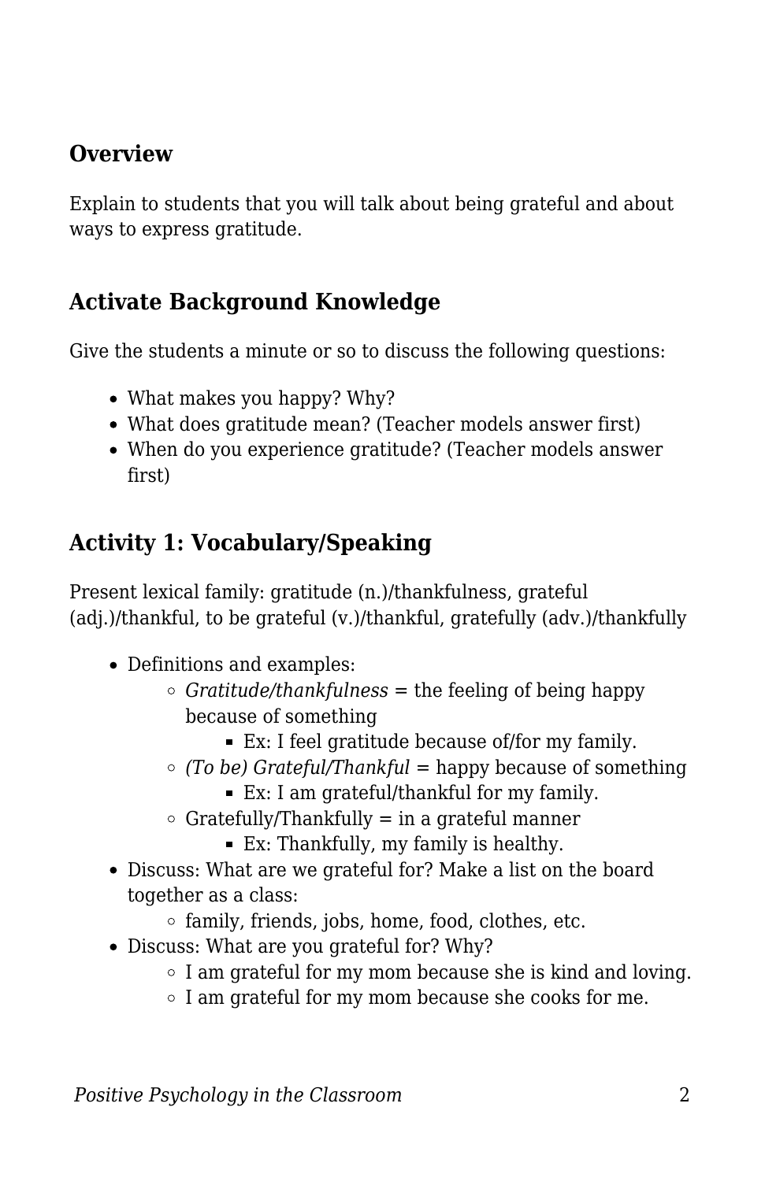## Overview

Explain to students that you will talk about being grateful and about ways to express gratitude.

## Activate Background Knowledge

Give the students a minute or so to discuss the following questions:

- What makes you happy? Why?
- What does gratitude mean? (Teacher models answer first)
- When do you experience gratitude? (Teacher models answer first)

## Activity 1: Vocabulary/Speaking

Present lexical family: gratitude (n.)/thankfulness, grateful (adj.)/thankful, to be grateful (v.)/thankful, gratefully (adv.)/thankfully

- Definitions and examples:
  - *Gratitude/thankfulness* = the feeling of being happy because of something
    - Ex: I feel gratitude because of/for my family.
  - *(To be) Grateful/Thankful* = happy because of something
    - Ex: I am grateful/thankful for my family.
  - Gratefully/Thankfully = in a grateful manner
    - Ex: Thankfully, my family is healthy.
- Discuss: What are we grateful for? Make a list on the board together as a class:
  - family, friends, jobs, home, food, clothes, etc.
- Discuss: What are you grateful for? Why?
  - I am grateful for my mom because she is kind and loving.
  - I am grateful for my mom because she cooks for me.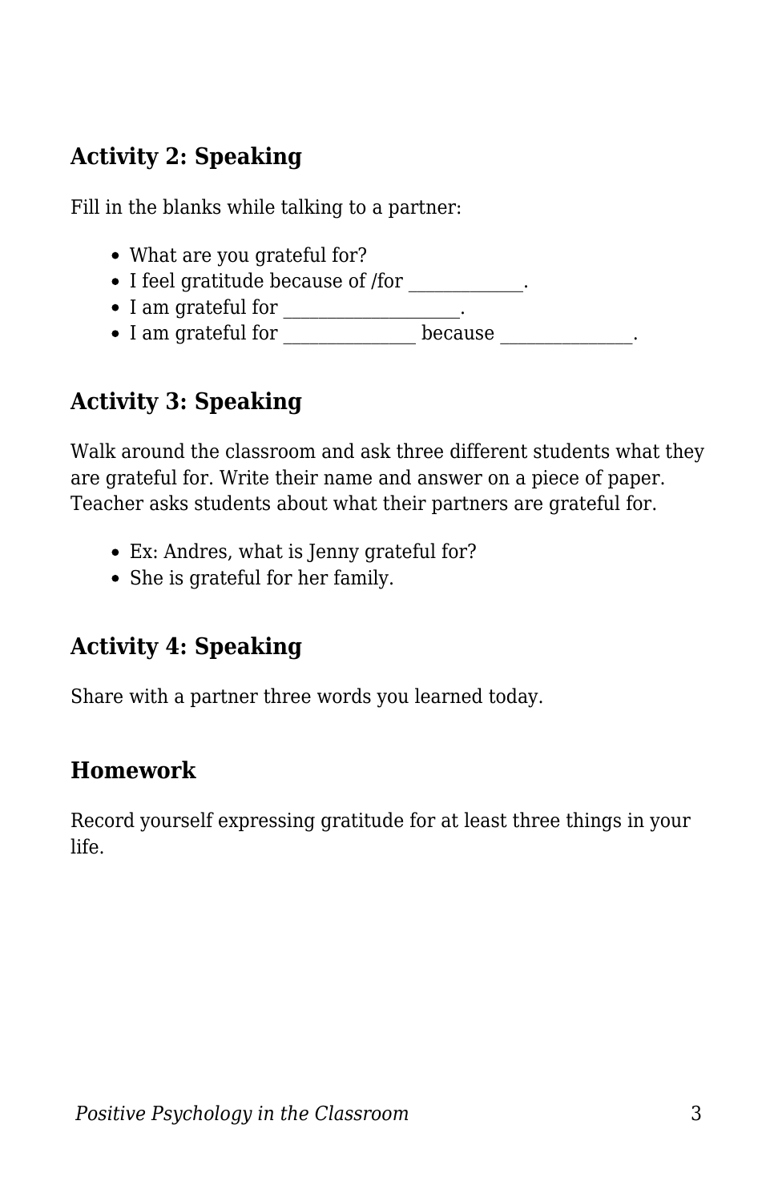### Activity 2: Speaking

Fill in the blanks while talking to a partner:

- What are you grateful for?
- I feel gratitude because of /for ____________.
- I am grateful for ___________________.
- I am grateful for ______________ because ______________.

### Activity 3: Speaking

Walk around the classroom and ask three different students what they are grateful for. Write their name and answer on a piece of paper. Teacher asks students about what their partners are grateful for.

- Ex: Andres, what is Jenny grateful for?
- She is grateful for her family.

### Activity 4: Speaking

Share with a partner three words you learned today.

### Homework

Record yourself expressing gratitude for at least three things in your life.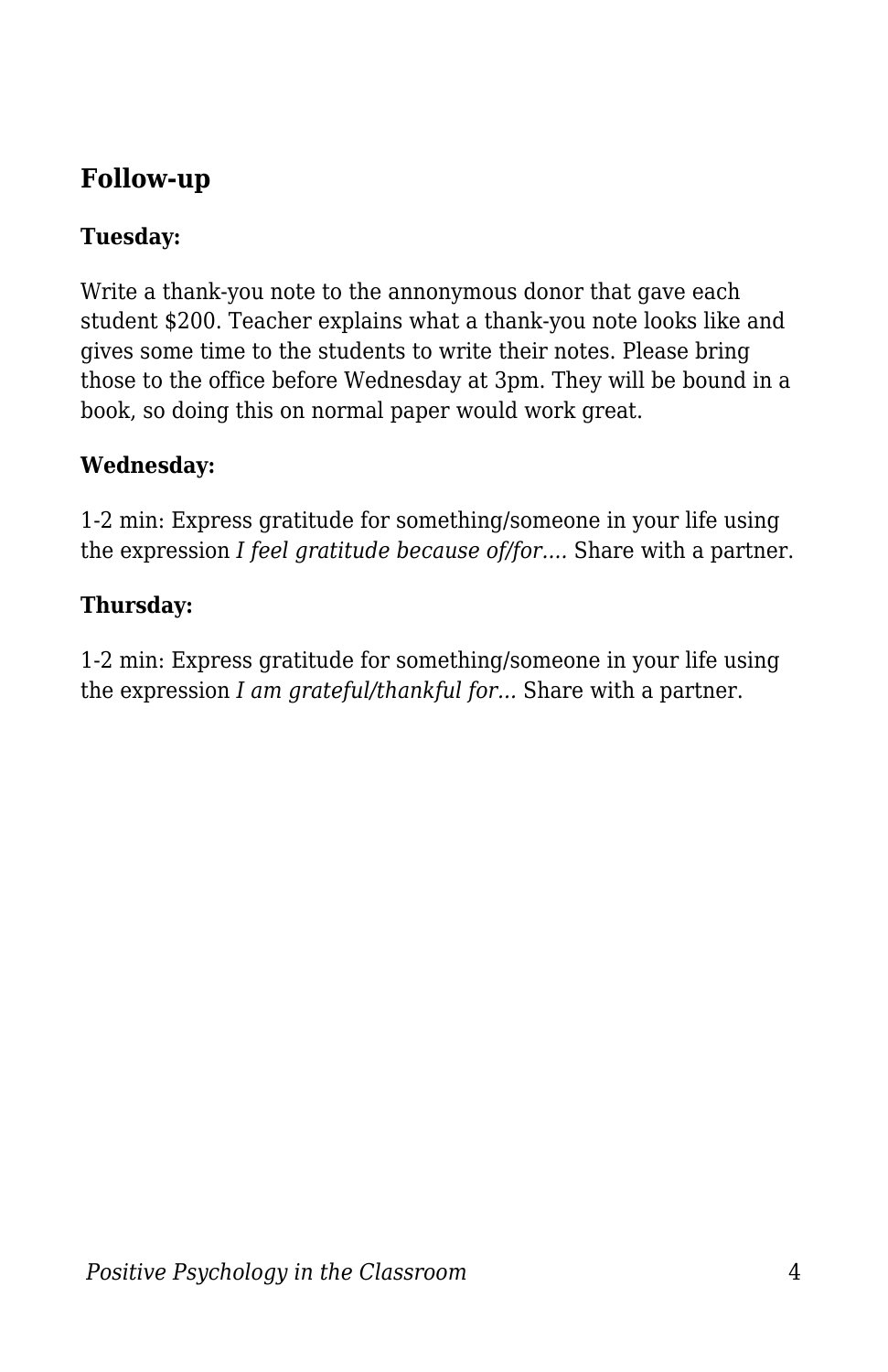## Follow-up

**Tuesday:**

Write a thank-you note to the annonymous donor that gave each student $200. Teacher explains what a thank-you note looks like and gives some time to the students to write their notes. Please bring those to the office before Wednesday at 3pm. They will be bound in a book, so doing this on normal paper would work great.

**Wednesday:**

1-2 min: Express gratitude for something/someone in your life using the expression *I feel gratitude because of/for….* Share with a partner.

**Thursday:**

1-2 min: Express gratitude for something/someone in your life using the expression *I am grateful/thankful for…* Share with a partner.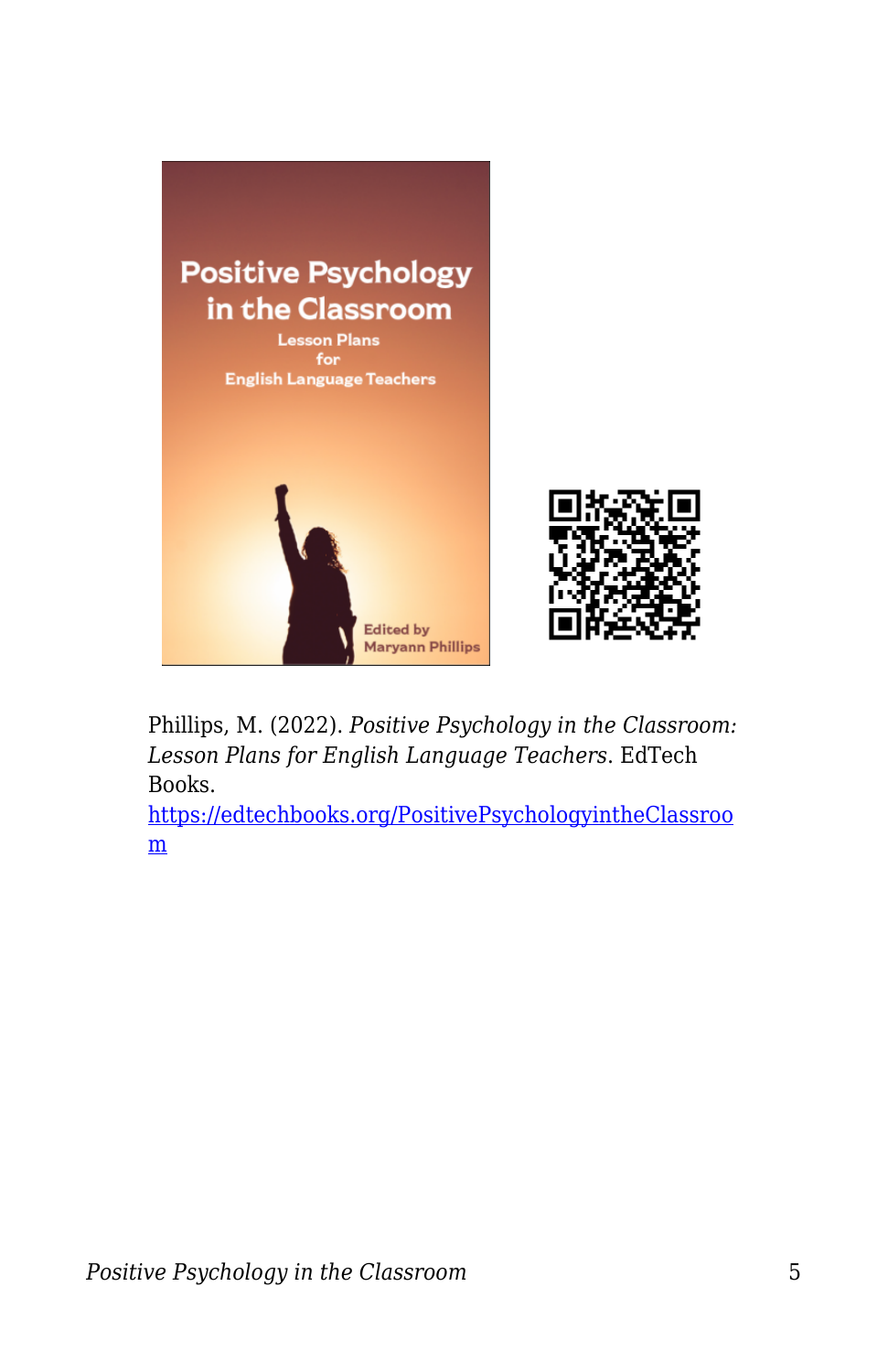Phillips, M. (2022). *Positive Psychology in the Classroom: Lesson Plans for English Language Teachers*. EdTech Books. https://edtechbooks.org/PositivePsychologyintheClassroom